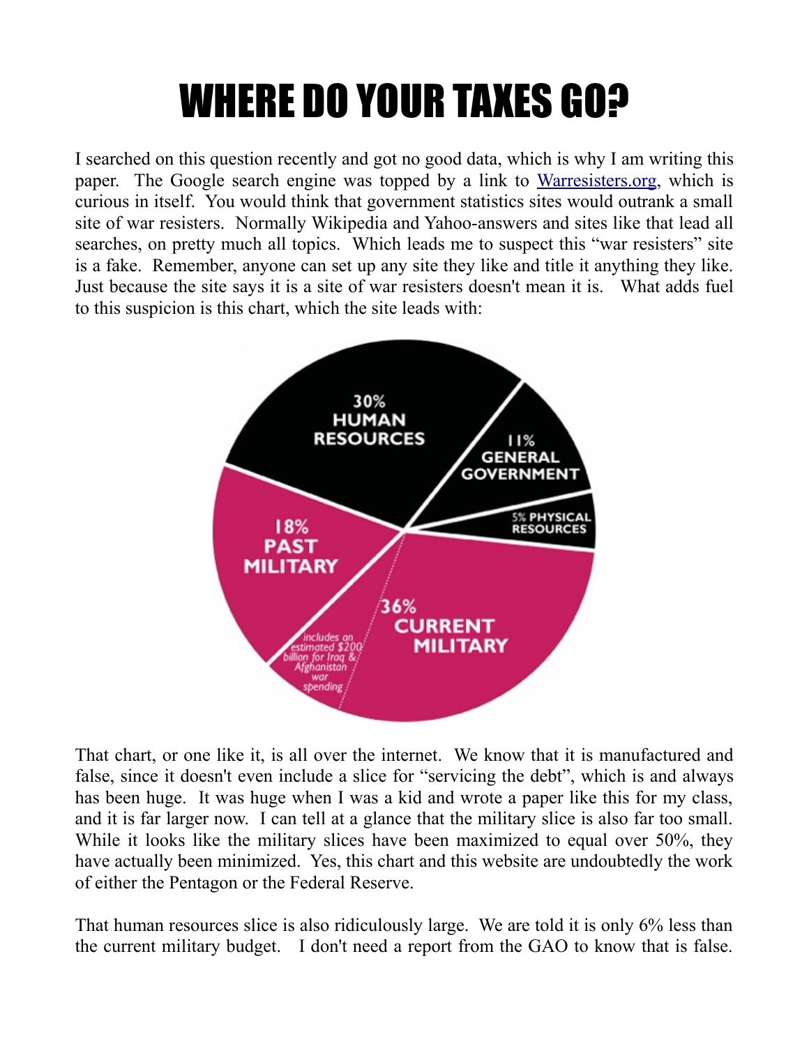# WHERE DO YOUR TAXES GO?

I searched on this question recently and got no good data, which is why I am writing this paper. The Google search engine was topped by a link to [Warresisters.org](Warresisters.org), which is curious in itself. You would think that government statistics sites would outrank a small site of war resisters. Normally Wikipedia and Yahoo-answers and sites like that lead all searches, on pretty much all topics. Which leads me to suspect this "war resisters" site is a fake. Remember, anyone can set up any site they like and title it anything they like. Just because the site says it is a site of war resisters doesn't mean it is. What adds fuel to this suspicion is this chart, which the site leads with:

30% HUMAN RESOURCES

11% GENERAL GOVERNMENT

5% PHYSICAL RESOURCES

36% CURRENT MILITARY

includes an estimated $200 billion for Iraq & Afghanistan war spending

18% PAST MILITARY

That chart, or one like it, is all over the internet. We know that it is manufactured and false, since it doesn't even include a slice for "servicing the debt", which is and always has been huge. It was huge when I was a kid and wrote a paper like this for my class, and it is far larger now. I can tell at a glance that the military slice is also far too small. While it looks like the military slices have been maximized to equal over 50%, they have actually been minimized. Yes, this chart and this website are undoubtedly the work of either the Pentagon or the Federal Reserve.

That human resources slice is also ridiculously large. We are told it is only 6% less than the current military budget. I don't need a report from the GAO to know that is false.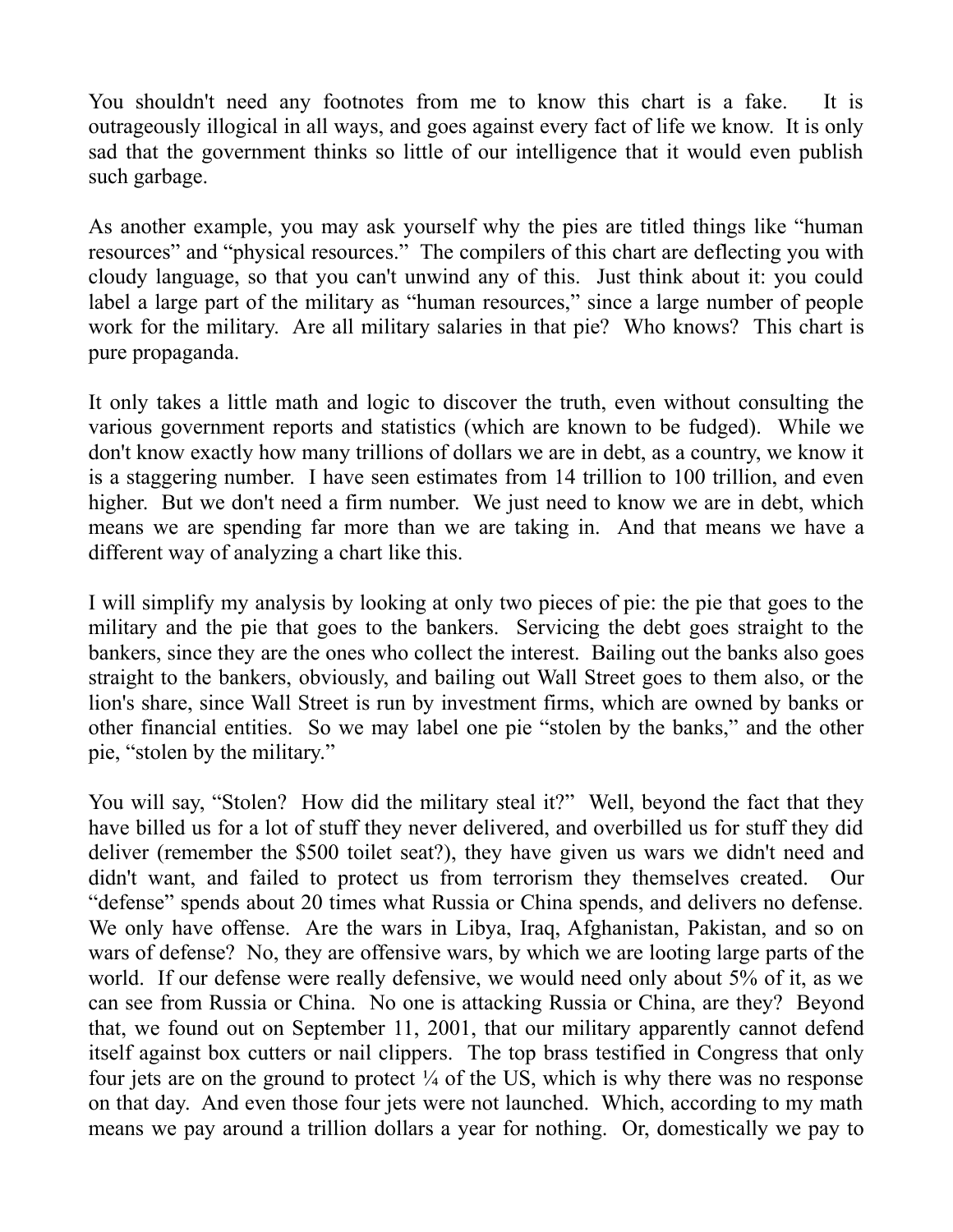You shouldn't need any footnotes from me to know this chart is a fake. It is outrageously illogical in all ways, and goes against every fact of life we know. It is only sad that the government thinks so little of our intelligence that it would even publish such garbage.

As another example, you may ask yourself why the pies are titled things like "human resources" and "physical resources." The compilers of this chart are deflecting you with cloudy language, so that you can't unwind any of this. Just think about it: you could label a large part of the military as "human resources," since a large number of people work for the military. Are all military salaries in that pie? Who knows? This chart is pure propaganda.

It only takes a little math and logic to discover the truth, even without consulting the various government reports and statistics (which are known to be fudged). While we don't know exactly how many trillions of dollars we are in debt, as a country, we know it is a staggering number. I have seen estimates from 14 trillion to 100 trillion, and even higher. But we don't need a firm number. We just need to know we are in debt, which means we are spending far more than we are taking in. And that means we have a different way of analyzing a chart like this.

I will simplify my analysis by looking at only two pieces of pie: the pie that goes to the military and the pie that goes to the bankers. Servicing the debt goes straight to the bankers, since they are the ones who collect the interest. Bailing out the banks also goes straight to the bankers, obviously, and bailing out Wall Street goes to them also, or the lion's share, since Wall Street is run by investment firms, which are owned by banks or other financial entities. So we may label one pie "stolen by the banks," and the other pie, "stolen by the military."

You will say, "Stolen? How did the military steal it?" Well, beyond the fact that they have billed us for a lot of stuff they never delivered, and overbilled us for stuff they did deliver (remember the $500 toilet seat?), they have given us wars we didn't need and didn't want, and failed to protect us from terrorism they themselves created. Our "defense" spends about 20 times what Russia or China spends, and delivers no defense. We only have offense. Are the wars in Libya, Iraq, Afghanistan, Pakistan, and so on wars of defense? No, they are offensive wars, by which we are looting large parts of the world. If our defense were really defensive, we would need only about 5% of it, as we can see from Russia or China. No one is attacking Russia or China, are they? Beyond that, we found out on September 11, 2001, that our military apparently cannot defend itself against box cutters or nail clippers. The top brass testified in Congress that only four jets are on the ground to protect ¼ of the US, which is why there was no response on that day. And even those four jets were not launched. Which, according to my math means we pay around a trillion dollars a year for nothing. Or, domestically we pay to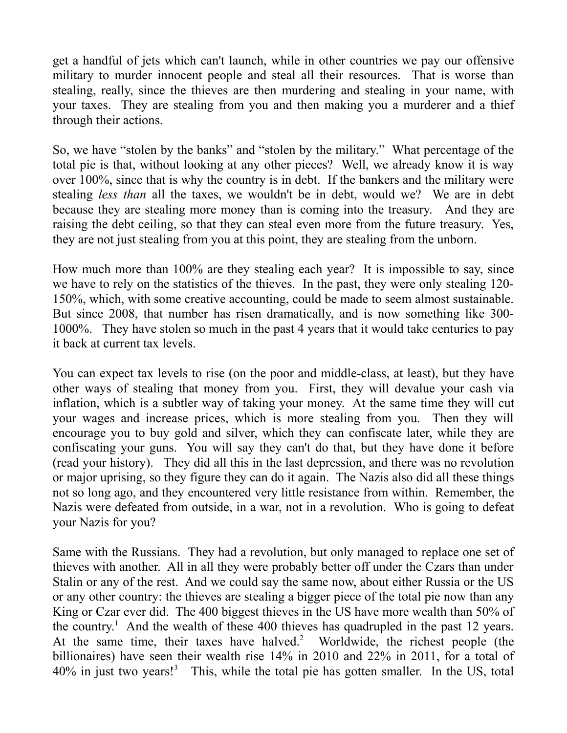get a handful of jets which can't launch, while in other countries we pay our offensive military to murder innocent people and steal all their resources. That is worse than stealing, really, since the thieves are then murdering and stealing in your name, with your taxes. They are stealing from you and then making you a murderer and a thief through their actions.

So, we have "stolen by the banks" and "stolen by the military." What percentage of the total pie is that, without looking at any other pieces? Well, we already know it is way over 100%, since that is why the country is in debt. If the bankers and the military were stealing *less than* all the taxes, we wouldn't be in debt, would we? We are in debt because they are stealing more money than is coming into the treasury. And they are raising the debt ceiling, so that they can steal even more from the future treasury. Yes, they are not just stealing from you at this point, they are stealing from the unborn.

How much more than 100% are they stealing each year? It is impossible to say, since we have to rely on the statistics of the thieves. In the past, they were only stealing 120-150%, which, with some creative accounting, could be made to seem almost sustainable. But since 2008, that number has risen dramatically, and is now something like 300-1000%. They have stolen so much in the past 4 years that it would take centuries to pay it back at current tax levels.

You can expect tax levels to rise (on the poor and middle-class, at least), but they have other ways of stealing that money from you. First, they will devalue your cash via inflation, which is a subtler way of taking your money. At the same time they will cut your wages and increase prices, which is more stealing from you. Then they will encourage you to buy gold and silver, which they can confiscate later, while they are confiscating your guns. You will say they can't do that, but they have done it before (read your history). They did all this in the last depression, and there was no revolution or major uprising, so they figure they can do it again. The Nazis also did all these things not so long ago, and they encountered very little resistance from within. Remember, the Nazis were defeated from outside, in a war, not in a revolution. Who is going to defeat your Nazis for you?

Same with the Russians. They had a revolution, but only managed to replace one set of thieves with another. All in all they were probably better off under the Czars than under Stalin or any of the rest. And we could say the same now, about either Russia or the US or any other country: the thieves are stealing a bigger piece of the total pie now than any King or Czar ever did. The 400 biggest thieves in the US have more wealth than 50% of the country.[1] And the wealth of these 400 thieves has quadrupled in the past 12 years. At the same time, their taxes have halved.[2] Worldwide, the richest people (the billionaires) have seen their wealth rise 14% in 2010 and 22% in 2011, for a total of 40% in just two years![3] This, while the total pie has gotten smaller. In the US, total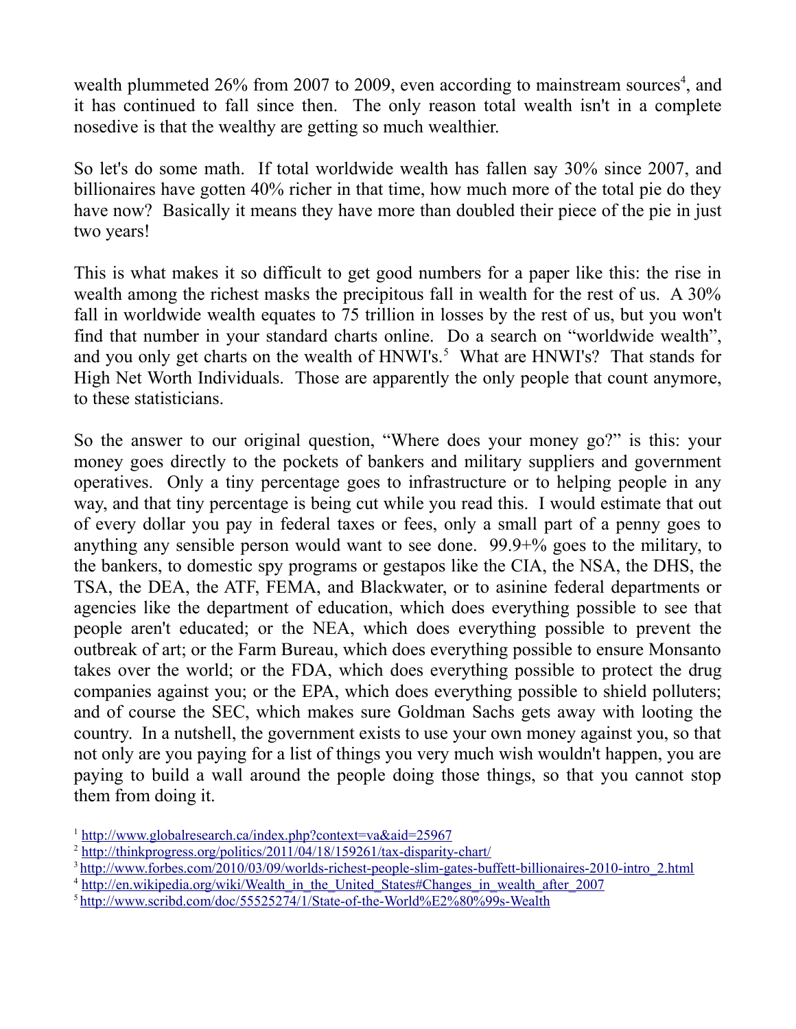wealth plummeted 26% from 2007 to 2009, even according to mainstream sources[4], and it has continued to fall since then. The only reason total wealth isn't in a complete nosedive is that the wealthy are getting so much wealthier.

So let's do some math. If total worldwide wealth has fallen say 30% since 2007, and billionaires have gotten 40% richer in that time, how much more of the total pie do they have now? Basically it means they have more than doubled their piece of the pie in just two years!

This is what makes it so difficult to get good numbers for a paper like this: the rise in wealth among the richest masks the precipitous fall in wealth for the rest of us. A 30% fall in worldwide wealth equates to 75 trillion in losses by the rest of us, but you won't find that number in your standard charts online. Do a search on "worldwide wealth", and you only get charts on the wealth of HNWI's.[5] What are HNWI's? That stands for High Net Worth Individuals. Those are apparently the only people that count anymore, to these statisticians.

So the answer to our original question, "Where does your money go?" is this: your money goes directly to the pockets of bankers and military suppliers and government operatives. Only a tiny percentage goes to infrastructure or to helping people in any way, and that tiny percentage is being cut while you read this. I would estimate that out of every dollar you pay in federal taxes or fees, only a small part of a penny goes to anything any sensible person would want to see done. 99.9+% goes to the military, to the bankers, to domestic spy programs or gestapos like the CIA, the NSA, the DHS, the TSA, the DEA, the ATF, FEMA, and Blackwater, or to asinine federal departments or agencies like the department of education, which does everything possible to see that people aren't educated; or the NEA, which does everything possible to prevent the outbreak of art; or the Farm Bureau, which does everything possible to ensure Monsanto takes over the world; or the FDA, which does everything possible to protect the drug companies against you; or the EPA, which does everything possible to shield polluters; and of course the SEC, which makes sure Goldman Sachs gets away with looting the country. In a nutshell, the government exists to use your own money against you, so that not only are you paying for a list of things you very much wish wouldn't happen, you are paying to build a wall around the people doing those things, so that you cannot stop them from doing it.

---

[1] http://www.globalresearch.ca/index.php?context=va&aid=25967

[2] http://thinkprogress.org/politics/2011/04/18/159261/tax-disparity-chart/

[3] http://www.forbes.com/2010/03/09/worlds-richest-people-slim-gates-buffett-billionaires-2010-intro_2.html

[4] http://en.wikipedia.org/wiki/Wealth_in_the_United_States#Changes_in_wealth_after_2007

[5] http://www.scribd.com/doc/55525274/1/State-of-the-World%E2%80%99s-Wealth